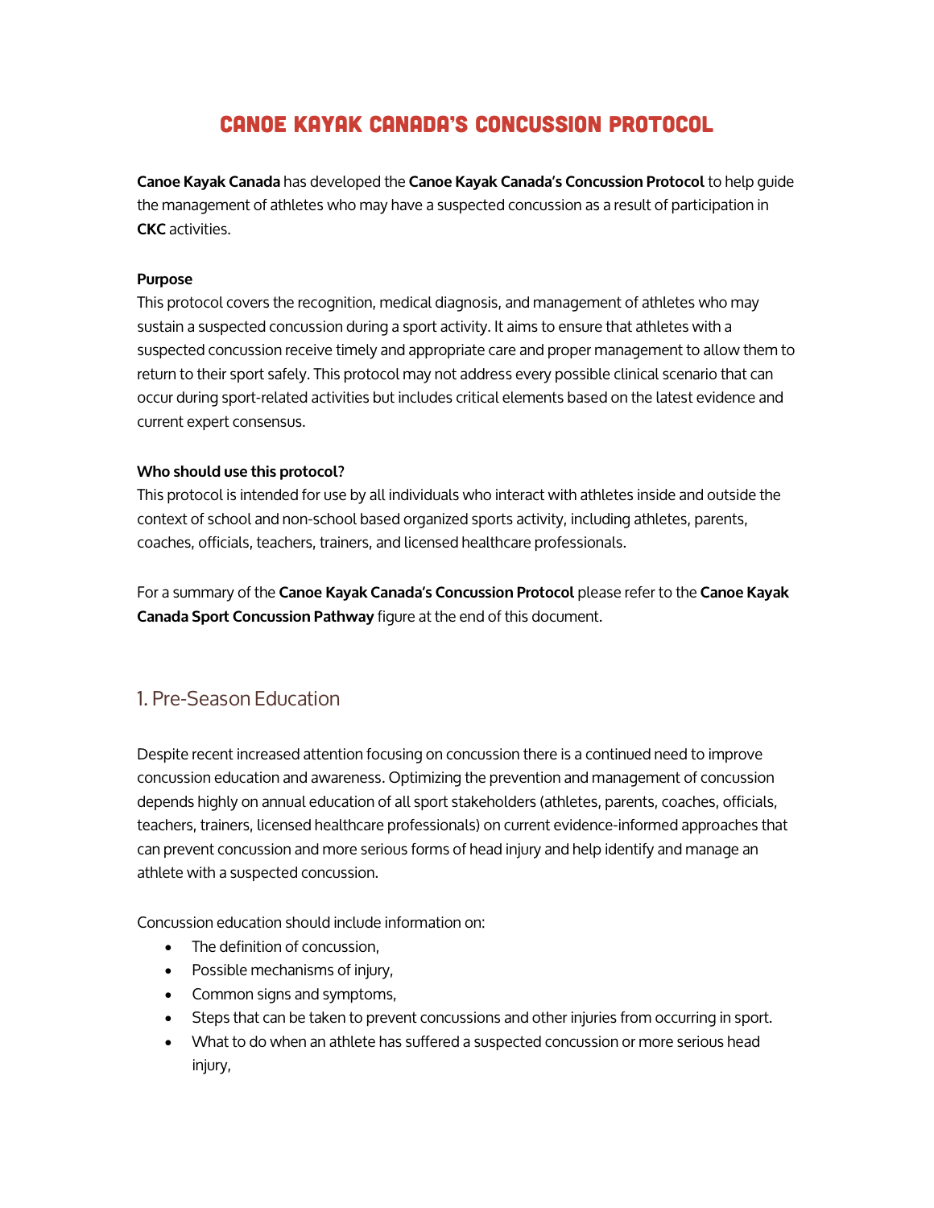# Canoe Kayak Canada's Concussion Protocol

**Canoe Kayak Canada** has developed the **Canoe Kayak Canada's Concussion Protocol** to help guide the management of athletes who may have a suspected concussion as a result of participation in **CKC** activities.

**Purpose**

This protocol covers the recognition, medical diagnosis, and management of athletes who may sustain a suspected concussion during a sport activity. It aims to ensure that athletes with a suspected concussion receive timely and appropriate care and proper management to allow them to return to their sport safely. This protocol may not address every possible clinical scenario that can occur during sport-related activities but includes critical elements based on the latest evidence and current expert consensus.

**Who should use this protocol?**

This protocol is intended for use by all individuals who interact with athletes inside and outside the context of school and non-school based organized sports activity, including athletes, parents, coaches, officials, teachers, trainers, and licensed healthcare professionals.

For a summary of the **Canoe Kayak Canada's Concussion Protocol** please refer to the **Canoe Kayak Canada Sport Concussion Pathway** figure at the end of this document.

## 1. Pre-Season Education

Despite recent increased attention focusing on concussion there is a continued need to improve concussion education and awareness. Optimizing the prevention and management of concussion depends highly on annual education of all sport stakeholders (athletes, parents, coaches, officials, teachers, trainers, licensed healthcare professionals) on current evidence-informed approaches that can prevent concussion and more serious forms of head injury and help identify and manage an athlete with a suspected concussion.

Concussion education should include information on:

- The definition of concussion,
- Possible mechanisms of injury,
- Common signs and symptoms,
- Steps that can be taken to prevent concussions and other injuries from occurring in sport.
- What to do when an athlete has suffered a suspected concussion or more serious head injury,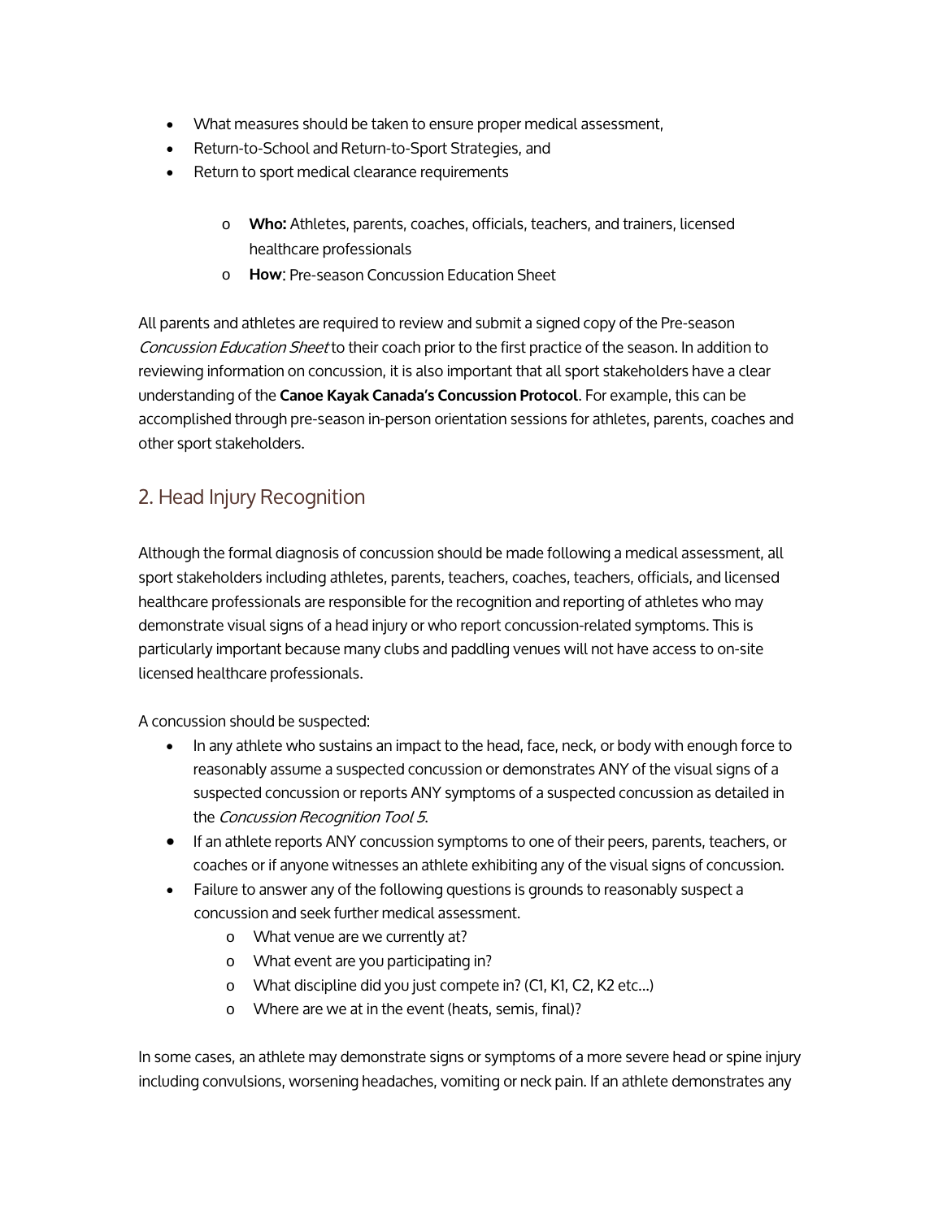- What measures should be taken to ensure proper medical assessment,
- Return-to-School and Return-to-Sport Strategies, and
- Return to sport medical clearance requirements
    - **Who:** Athletes, parents, coaches, officials, teachers, and trainers, licensed healthcare professionals
    - **How**: Pre-season Concussion Education Sheet

All parents and athletes are required to review and submit a signed copy of the Pre-season *Concussion Education Sheet* to their coach prior to the first practice of the season. In addition to reviewing information on concussion, it is also important that all sport stakeholders have a clear understanding of the **Canoe Kayak Canada's Concussion Protocol**. For example, this can be accomplished through pre-season in-person orientation sessions for athletes, parents, coaches and other sport stakeholders.

## 2. Head Injury Recognition

Although the formal diagnosis of concussion should be made following a medical assessment, all sport stakeholders including athletes, parents, teachers, coaches, teachers, officials, and licensed healthcare professionals are responsible for the recognition and reporting of athletes who may demonstrate visual signs of a head injury or who report concussion-related symptoms. This is particularly important because many clubs and paddling venues will not have access to on-site licensed healthcare professionals.

A concussion should be suspected:

- In any athlete who sustains an impact to the head, face, neck, or body with enough force to reasonably assume a suspected concussion or demonstrates ANY of the visual signs of a suspected concussion or reports ANY symptoms of a suspected concussion as detailed in the *Concussion Recognition Tool 5*.
- If an athlete reports ANY concussion symptoms to one of their peers, parents, teachers, or coaches or if anyone witnesses an athlete exhibiting any of the visual signs of concussion.
- Failure to answer any of the following questions is grounds to reasonably suspect a concussion and seek further medical assessment.
    - What venue are we currently at?
    - What event are you participating in?
    - What discipline did you just compete in? (C1, K1, C2, K2 etc…)
    - Where are we at in the event (heats, semis, final)?

In some cases, an athlete may demonstrate signs or symptoms of a more severe head or spine injury including convulsions, worsening headaches, vomiting or neck pain. If an athlete demonstrates any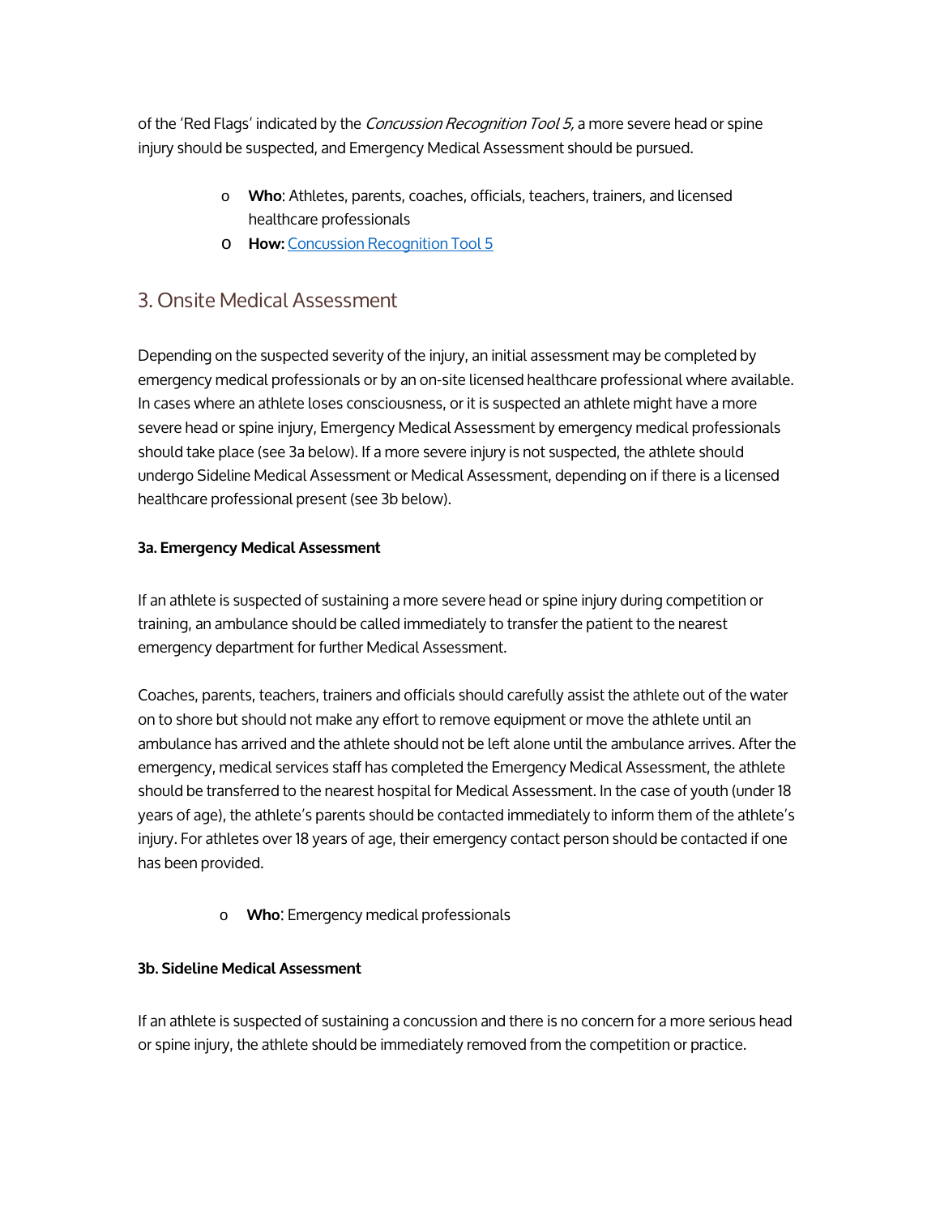of the 'Red Flags' indicated by the *Concussion Recognition Tool 5,* a more severe head or spine injury should be suspected, and Emergency Medical Assessment should be pursued.

- **Who**: Athletes, parents, coaches, officials, teachers, trainers, and licensed healthcare professionals
- **How:** [Concussion Recognition Tool 5]()

## 3. Onsite Medical Assessment

Depending on the suspected severity of the injury, an initial assessment may be completed by emergency medical professionals or by an on-site licensed healthcare professional where available. In cases where an athlete loses consciousness, or it is suspected an athlete might have a more severe head or spine injury, Emergency Medical Assessment by emergency medical professionals should take place (see 3a below). If a more severe injury is not suspected, the athlete should undergo Sideline Medical Assessment or Medical Assessment, depending on if there is a licensed healthcare professional present (see 3b below).

**3a. Emergency Medical Assessment**

If an athlete is suspected of sustaining a more severe head or spine injury during competition or training, an ambulance should be called immediately to transfer the patient to the nearest emergency department for further Medical Assessment.

Coaches, parents, teachers, trainers and officials should carefully assist the athlete out of the water on to shore but should not make any effort to remove equipment or move the athlete until an ambulance has arrived and the athlete should not be left alone until the ambulance arrives. After the emergency, medical services staff has completed the Emergency Medical Assessment, the athlete should be transferred to the nearest hospital for Medical Assessment. In the case of youth (under 18 years of age), the athlete's parents should be contacted immediately to inform them of the athlete's injury. For athletes over 18 years of age, their emergency contact person should be contacted if one has been provided.

- **Who**: Emergency medical professionals

**3b. Sideline Medical Assessment**

If an athlete is suspected of sustaining a concussion and there is no concern for a more serious head or spine injury, the athlete should be immediately removed from the competition or practice.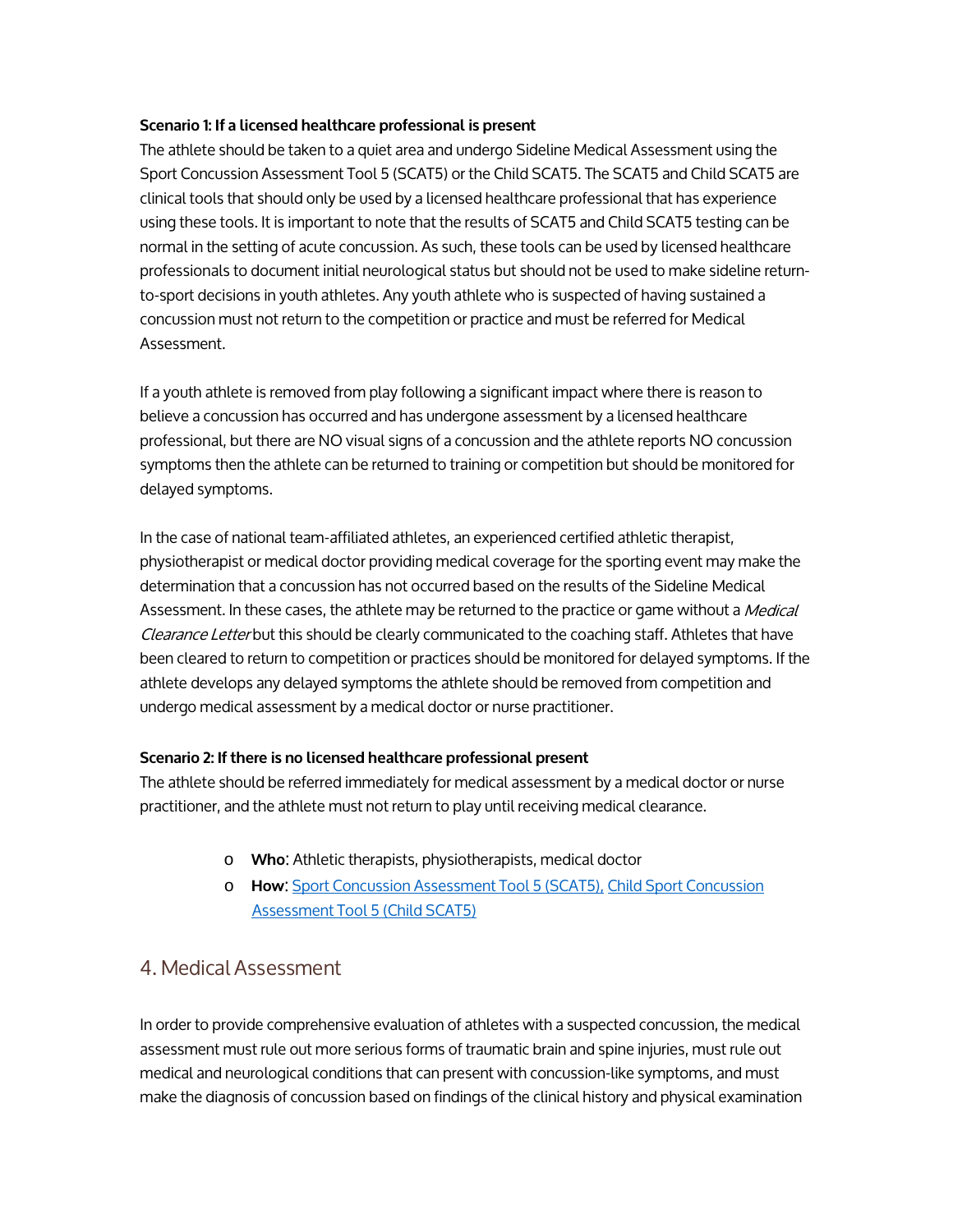**Scenario 1: If a licensed healthcare professional is present**

The athlete should be taken to a quiet area and undergo Sideline Medical Assessment using the Sport Concussion Assessment Tool 5 (SCAT5) or the Child SCAT5. The SCAT5 and Child SCAT5 are clinical tools that should only be used by a licensed healthcare professional that has experience using these tools. It is important to note that the results of SCAT5 and Child SCAT5 testing can be normal in the setting of acute concussion. As such, these tools can be used by licensed healthcare professionals to document initial neurological status but should not be used to make sideline return-to-sport decisions in youth athletes. Any youth athlete who is suspected of having sustained a concussion must not return to the competition or practice and must be referred for Medical Assessment.

If a youth athlete is removed from play following a significant impact where there is reason to believe a concussion has occurred and has undergone assessment by a licensed healthcare professional, but there are NO visual signs of a concussion and the athlete reports NO concussion symptoms then the athlete can be returned to training or competition but should be monitored for delayed symptoms.

In the case of national team-affiliated athletes, an experienced certified athletic therapist, physiotherapist or medical doctor providing medical coverage for the sporting event may make the determination that a concussion has not occurred based on the results of the Sideline Medical Assessment. In these cases, the athlete may be returned to the practice or game without a *Medical Clearance Letter* but this should be clearly communicated to the coaching staff. Athletes that have been cleared to return to competition or practices should be monitored for delayed symptoms. If the athlete develops any delayed symptoms the athlete should be removed from competition and undergo medical assessment by a medical doctor or nurse practitioner.

**Scenario 2: If there is no licensed healthcare professional present**

The athlete should be referred immediately for medical assessment by a medical doctor or nurse practitioner, and the athlete must not return to play until receiving medical clearance.

- **Who**: Athletic therapists, physiotherapists, medical doctor
- **How**: Sport Concussion Assessment Tool 5 (SCAT5), Child Sport Concussion Assessment Tool 5 (Child SCAT5)

## 4. Medical Assessment

In order to provide comprehensive evaluation of athletes with a suspected concussion, the medical assessment must rule out more serious forms of traumatic brain and spine injuries, must rule out medical and neurological conditions that can present with concussion-like symptoms, and must make the diagnosis of concussion based on findings of the clinical history and physical examination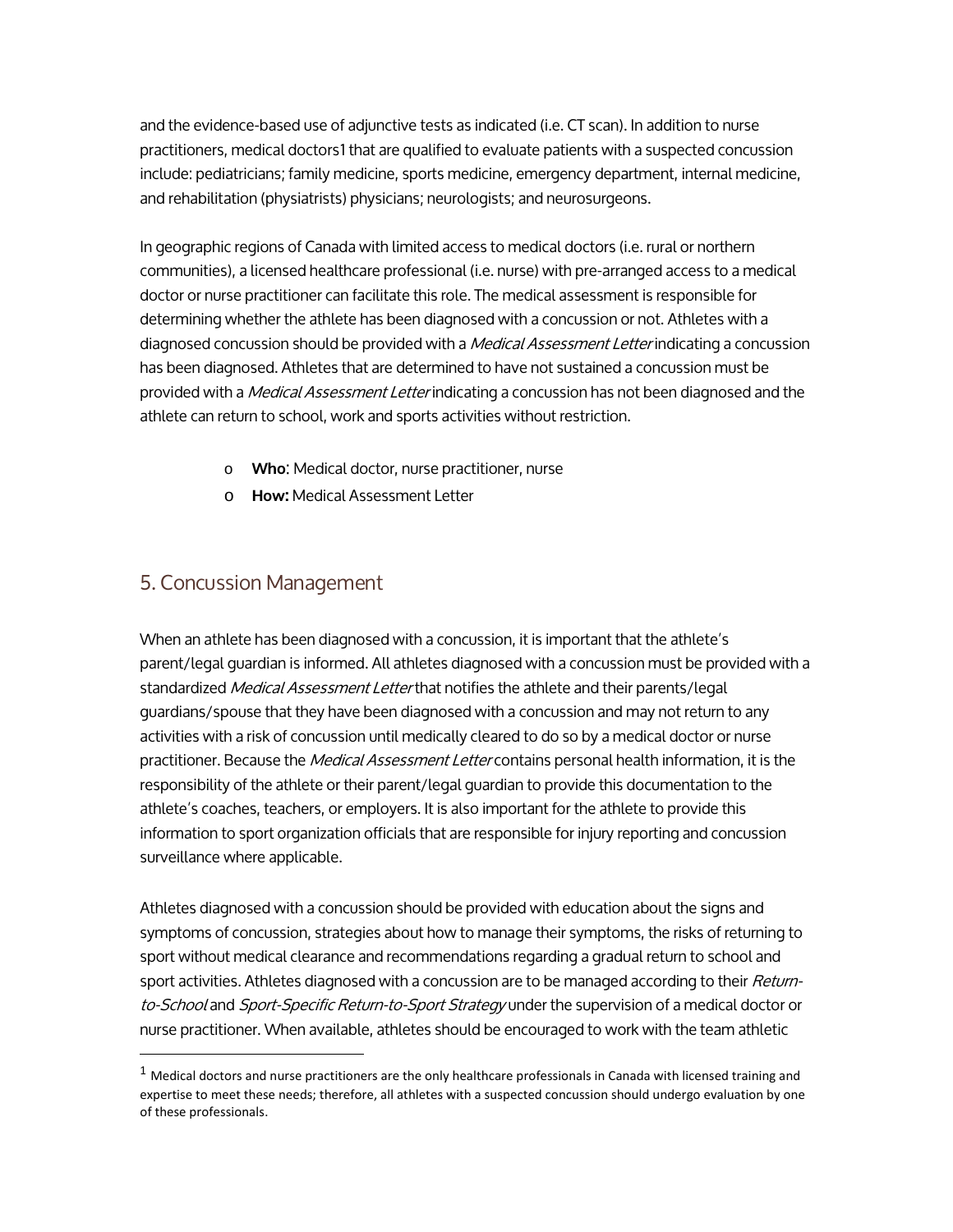and the evidence-based use of adjunctive tests as indicated (i.e. CT scan). In addition to nurse practitioners, medical doctors[1] that are qualified to evaluate patients with a suspected concussion include: pediatricians; family medicine, sports medicine, emergency department, internal medicine, and rehabilitation (physiatrists) physicians; neurologists; and neurosurgeons.

In geographic regions of Canada with limited access to medical doctors (i.e. rural or northern communities), a licensed healthcare professional (i.e. nurse) with pre-arranged access to a medical doctor or nurse practitioner can facilitate this role. The medical assessment is responsible for determining whether the athlete has been diagnosed with a concussion or not. Athletes with a diagnosed concussion should be provided with a *Medical Assessment Letter* indicating a concussion has been diagnosed. Athletes that are determined to have not sustained a concussion must be provided with a *Medical Assessment Letter* indicating a concussion has not been diagnosed and the athlete can return to school, work and sports activities without restriction.

- **Who**: Medical doctor, nurse practitioner, nurse
- **How:** Medical Assessment Letter

## 5. Concussion Management

When an athlete has been diagnosed with a concussion, it is important that the athlete's parent/legal guardian is informed. All athletes diagnosed with a concussion must be provided with a standardized *Medical Assessment Letter* that notifies the athlete and their parents/legal guardians/spouse that they have been diagnosed with a concussion and may not return to any activities with a risk of concussion until medically cleared to do so by a medical doctor or nurse practitioner. Because the *Medical Assessment Letter* contains personal health information, it is the responsibility of the athlete or their parent/legal guardian to provide this documentation to the athlete's coaches, teachers, or employers. It is also important for the athlete to provide this information to sport organization officials that are responsible for injury reporting and concussion surveillance where applicable.

Athletes diagnosed with a concussion should be provided with education about the signs and symptoms of concussion, strategies about how to manage their symptoms, the risks of returning to sport without medical clearance and recommendations regarding a gradual return to school and sport activities. Athletes diagnosed with a concussion are to be managed according to their *Return-to-School* and *Sport-Specific Return-to-Sport Strategy* under the supervision of a medical doctor or nurse practitioner. When available, athletes should be encouraged to work with the team athletic

---

[1] Medical doctors and nurse practitioners are the only healthcare professionals in Canada with licensed training and expertise to meet these needs; therefore, all athletes with a suspected concussion should undergo evaluation by one of these professionals.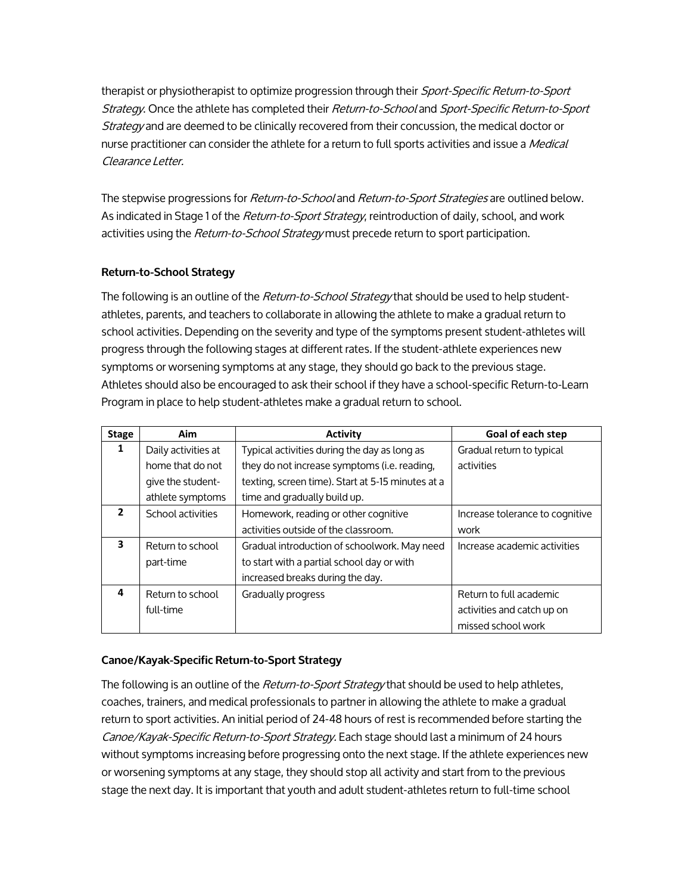therapist or physiotherapist to optimize progression through their *Sport-Specific Return-to-Sport Strategy*. Once the athlete has completed their *Return-to-School* and *Sport-Specific Return-to-Sport Strategy* and are deemed to be clinically recovered from their concussion, the medical doctor or nurse practitioner can consider the athlete for a return to full sports activities and issue a *Medical Clearance Letter.*

The stepwise progressions for *Return-to-School* and *Return-to-Sport Strategies* are outlined below. As indicated in Stage 1 of the *Return-to-Sport Strategy*, reintroduction of daily, school, and work activities using the *Return-to-School Strategy* must precede return to sport participation.

**Return-to-School Strategy**

The following is an outline of the *Return-to-School Strategy* that should be used to help student-athletes, parents, and teachers to collaborate in allowing the athlete to make a gradual return to school activities. Depending on the severity and type of the symptoms present student-athletes will progress through the following stages at different rates. If the student-athlete experiences new symptoms or worsening symptoms at any stage, they should go back to the previous stage. Athletes should also be encouraged to ask their school if they have a school-specific Return-to-Learn Program in place to help student-athletes make a gradual return to school.

| Stage | Aim | Activity | Goal of each step |
|---|---|---|---|
| 1 | Daily activities at home that do not give the student-athlete symptoms | Typical activities during the day as long as they do not increase symptoms (i.e. reading, texting, screen time). Start at 5-15 minutes at a time and gradually build up. | Gradual return to typical activities |
| 2 | School activities | Homework, reading or other cognitive activities outside of the classroom. | Increase tolerance to cognitive work |
| 3 | Return to school part-time | Gradual introduction of schoolwork. May need to start with a partial school day or with increased breaks during the day. | Increase academic activities |
| 4 | Return to school full-time | Gradually progress | Return to full academic activities and catch up on missed school work |

**Canoe/Kayak-Specific Return-to-Sport Strategy**

The following is an outline of the *Return-to-Sport Strategy* that should be used to help athletes, coaches, trainers, and medical professionals to partner in allowing the athlete to make a gradual return to sport activities. An initial period of 24-48 hours of rest is recommended before starting the *Canoe/Kayak-Specific Return-to-Sport Strategy.* Each stage should last a minimum of 24 hours without symptoms increasing before progressing onto the next stage. If the athlete experiences new or worsening symptoms at any stage, they should stop all activity and start from to the previous stage the next day. It is important that youth and adult student-athletes return to full-time school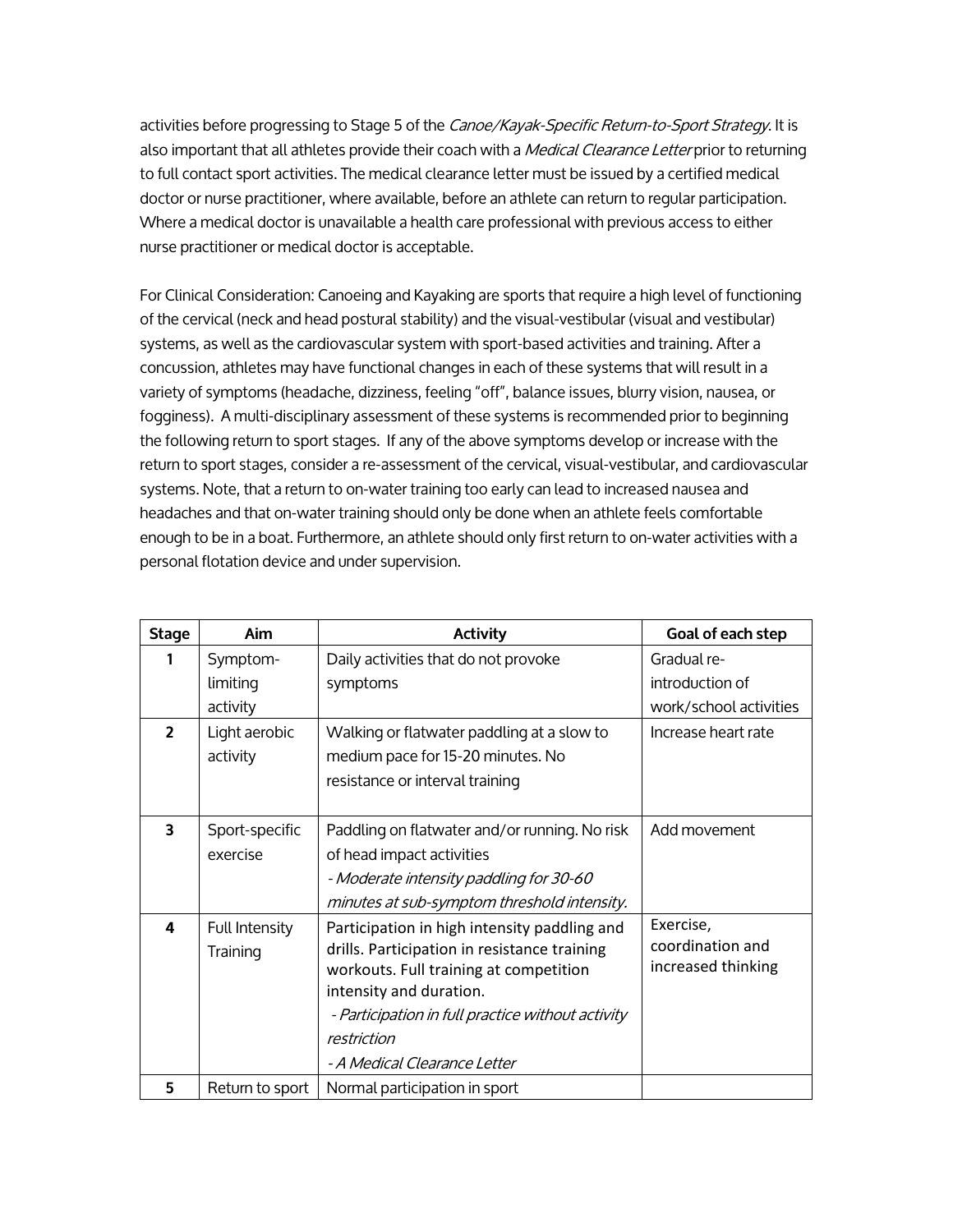activities before progressing to Stage 5 of the *Canoe/Kayak-Specific Return-to-Sport Strategy*. It is also important that all athletes provide their coach with a *Medical Clearance Letter* prior to returning to full contact sport activities. The medical clearance letter must be issued by a certified medical doctor or nurse practitioner, where available, before an athlete can return to regular participation. Where a medical doctor is unavailable a health care professional with previous access to either nurse practitioner or medical doctor is acceptable.

For Clinical Consideration: Canoeing and Kayaking are sports that require a high level of functioning of the cervical (neck and head postural stability) and the visual-vestibular (visual and vestibular) systems, as well as the cardiovascular system with sport-based activities and training. After a concussion, athletes may have functional changes in each of these systems that will result in a variety of symptoms (headache, dizziness, feeling "off", balance issues, blurry vision, nausea, or fogginess). A multi-disciplinary assessment of these systems is recommended prior to beginning the following return to sport stages. If any of the above symptoms develop or increase with the return to sport stages, consider a re-assessment of the cervical, visual-vestibular, and cardiovascular systems. Note, that a return to on-water training too early can lead to increased nausea and headaches and that on-water training should only be done when an athlete feels comfortable enough to be in a boat. Furthermore, an athlete should only first return to on-water activities with a personal flotation device and under supervision.

| Stage | Aim | Activity | Goal of each step |
|---|---|---|---|
| 1 | Symptom-limiting activity | Daily activities that do not provoke symptoms | Gradual re-introduction of work/school activities |
| 2 | Light aerobic activity | Walking or flatwater paddling at a slow to medium pace for 15-20 minutes. No resistance or interval training | Increase heart rate |
| 3 | Sport-specific exercise | Paddling on flatwater and/or running. No risk of head impact activities<br>*- Moderate intensity paddling for 30-60 minutes at sub-symptom threshold intensity.* | Add movement |
| 4 | Full Intensity Training | Participation in high intensity paddling and drills. Participation in resistance training workouts. Full training at competition intensity and duration.<br>*- Participation in full practice without activity restriction*<br>*- A Medical Clearance Letter* | Exercise, coordination and increased thinking |
| 5 | Return to sport | Normal participation in sport | |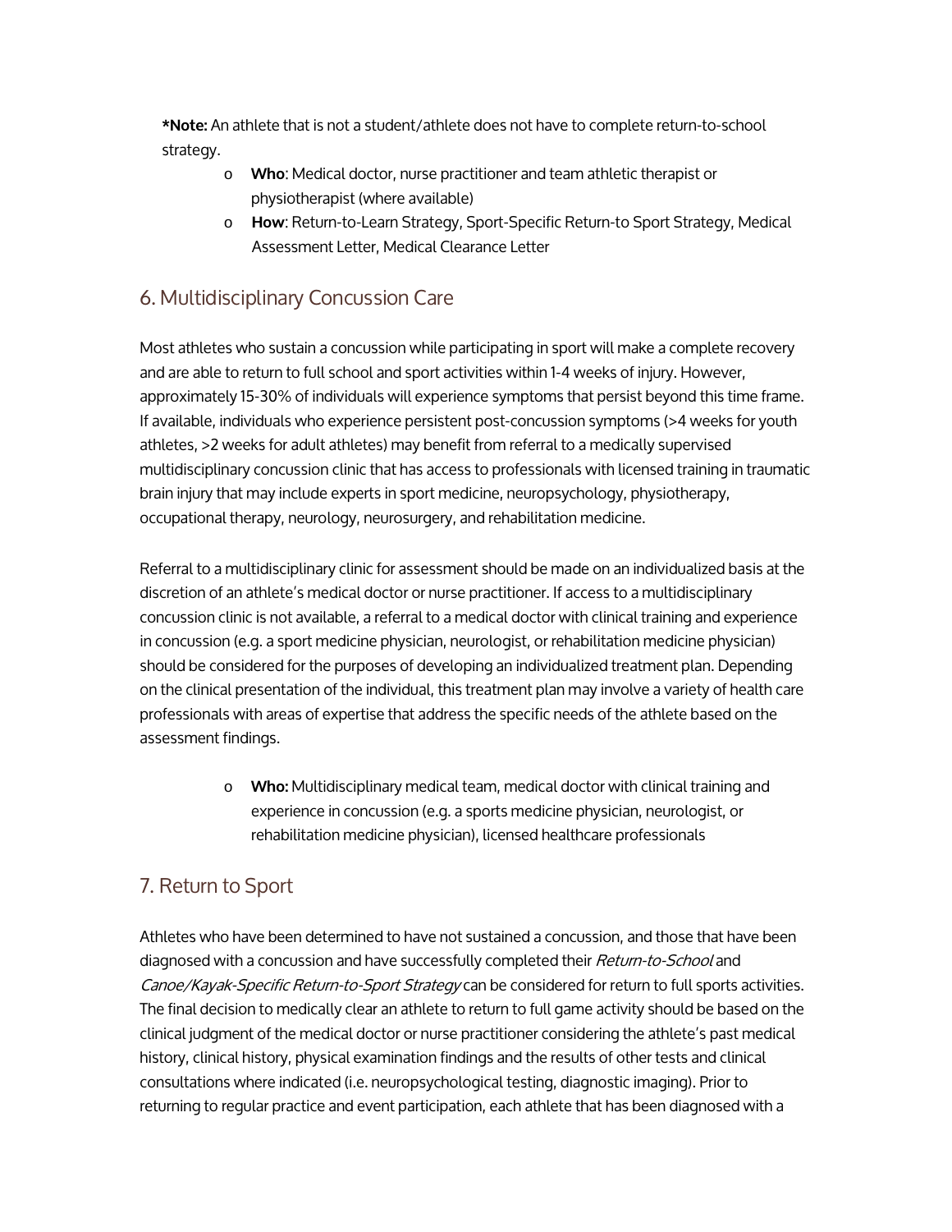**\*Note:** An athlete that is not a student/athlete does not have to complete return-to-school strategy.

- **Who**: Medical doctor, nurse practitioner and team athletic therapist or physiotherapist (where available)
- **How**: Return-to-Learn Strategy, Sport-Specific Return-to Sport Strategy, Medical Assessment Letter, Medical Clearance Letter

## 6. Multidisciplinary Concussion Care

Most athletes who sustain a concussion while participating in sport will make a complete recovery and are able to return to full school and sport activities within 1-4 weeks of injury. However, approximately 15-30% of individuals will experience symptoms that persist beyond this time frame. If available, individuals who experience persistent post-concussion symptoms (>4 weeks for youth athletes, >2 weeks for adult athletes) may benefit from referral to a medically supervised multidisciplinary concussion clinic that has access to professionals with licensed training in traumatic brain injury that may include experts in sport medicine, neuropsychology, physiotherapy, occupational therapy, neurology, neurosurgery, and rehabilitation medicine.

Referral to a multidisciplinary clinic for assessment should be made on an individualized basis at the discretion of an athlete's medical doctor or nurse practitioner. If access to a multidisciplinary concussion clinic is not available, a referral to a medical doctor with clinical training and experience in concussion (e.g. a sport medicine physician, neurologist, or rehabilitation medicine physician) should be considered for the purposes of developing an individualized treatment plan. Depending on the clinical presentation of the individual, this treatment plan may involve a variety of health care professionals with areas of expertise that address the specific needs of the athlete based on the assessment findings.

- **Who:** Multidisciplinary medical team, medical doctor with clinical training and experience in concussion (e.g. a sports medicine physician, neurologist, or rehabilitation medicine physician), licensed healthcare professionals

## 7. Return to Sport

Athletes who have been determined to have not sustained a concussion, and those that have been diagnosed with a concussion and have successfully completed their *Return-to-School* and *Canoe/Kayak-Specific Return-to-Sport Strategy* can be considered for return to full sports activities. The final decision to medically clear an athlete to return to full game activity should be based on the clinical judgment of the medical doctor or nurse practitioner considering the athlete's past medical history, clinical history, physical examination findings and the results of other tests and clinical consultations where indicated (i.e. neuropsychological testing, diagnostic imaging). Prior to returning to regular practice and event participation, each athlete that has been diagnosed with a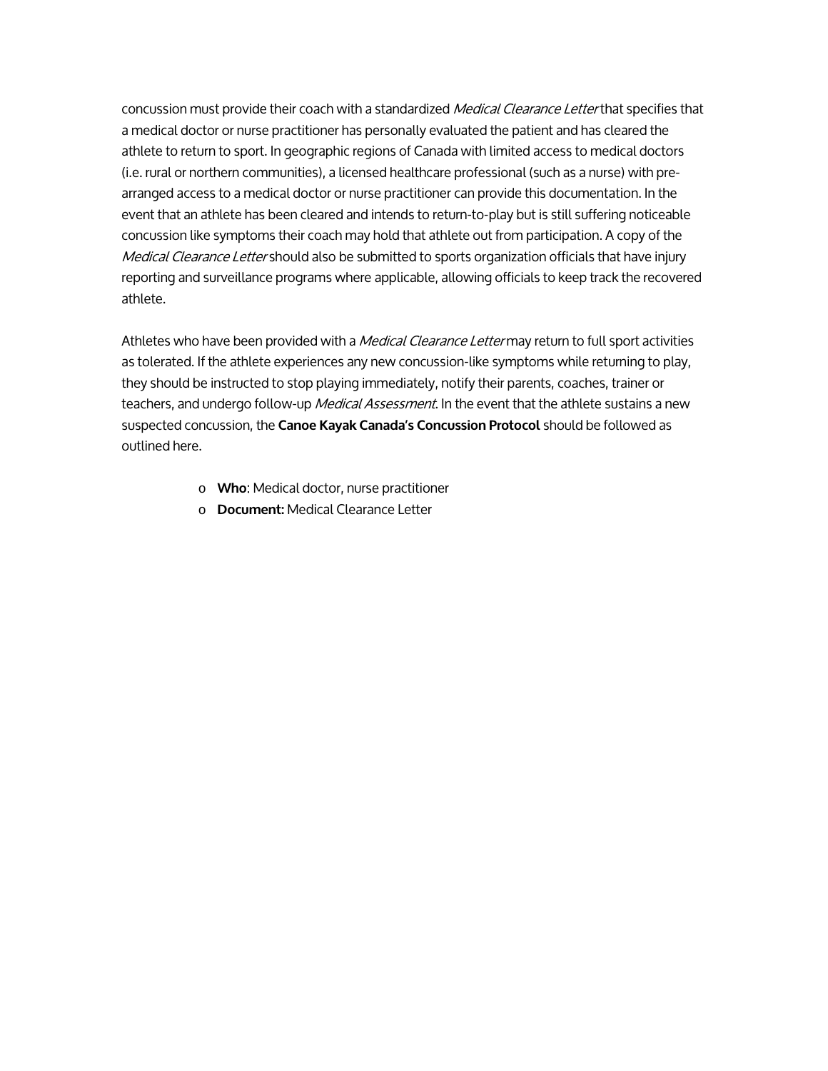concussion must provide their coach with a standardized *Medical Clearance Letter* that specifies that a medical doctor or nurse practitioner has personally evaluated the patient and has cleared the athlete to return to sport. In geographic regions of Canada with limited access to medical doctors (i.e. rural or northern communities), a licensed healthcare professional (such as a nurse) with pre-arranged access to a medical doctor or nurse practitioner can provide this documentation. In the event that an athlete has been cleared and intends to return-to-play but is still suffering noticeable concussion like symptoms their coach may hold that athlete out from participation. A copy of the *Medical Clearance Letter* should also be submitted to sports organization officials that have injury reporting and surveillance programs where applicable, allowing officials to keep track the recovered athlete.

Athletes who have been provided with a *Medical Clearance Letter* may return to full sport activities as tolerated. If the athlete experiences any new concussion-like symptoms while returning to play, they should be instructed to stop playing immediately, notify their parents, coaches, trainer or teachers, and undergo follow-up *Medical Assessment*. In the event that the athlete sustains a new suspected concussion, the **Canoe Kayak Canada's Concussion Protocol** should be followed as outlined here.

- **Who**: Medical doctor, nurse practitioner
- **Document:** Medical Clearance Letter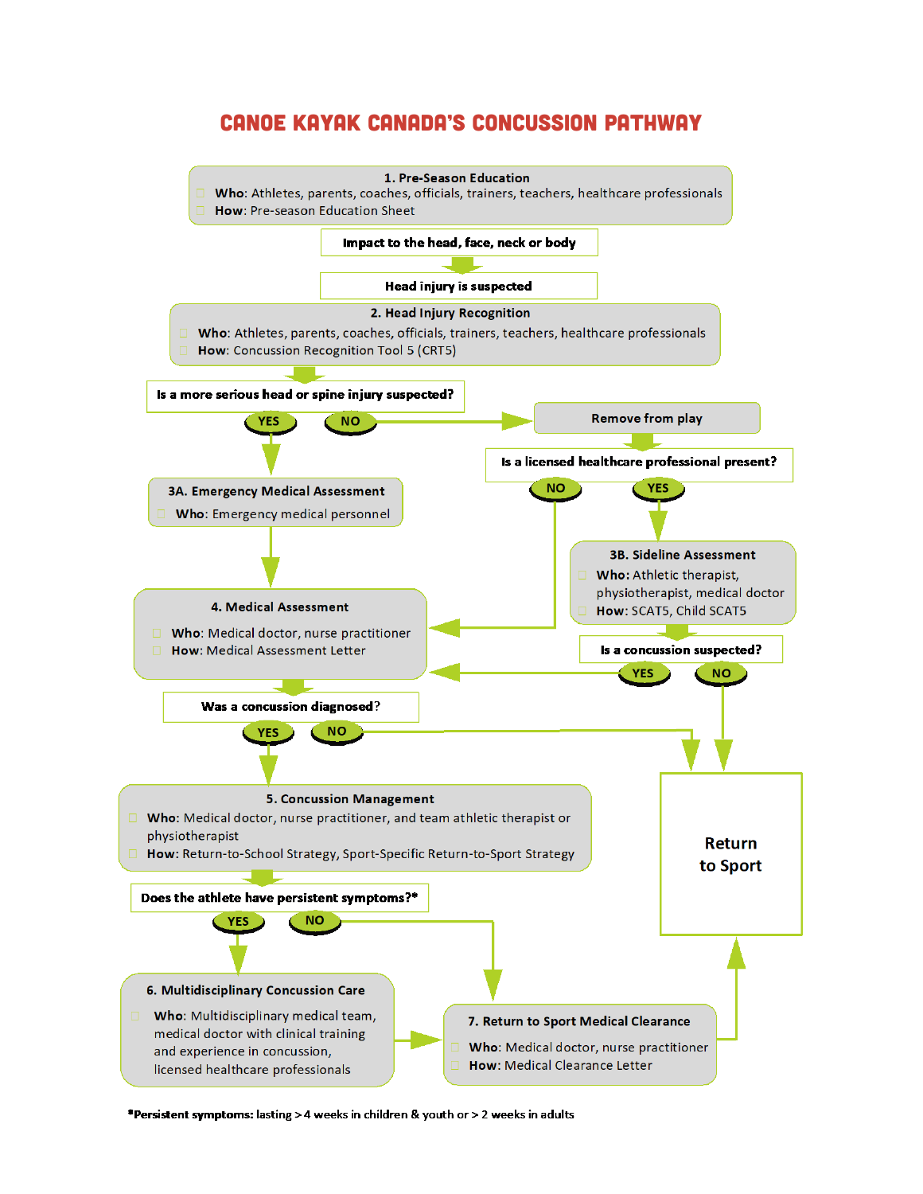# CANOE KAYAK CANADA'S CONCUSSION PATHWAY

**1. Pre-Season Education**
- **Who**: Athletes, parents, coaches, officials, trainers, teachers, healthcare professionals
- **How**: Pre-season Education Sheet

**Impact to the head, face, neck or body**

**Head injury is suspected**

**2. Head Injury Recognition**
- **Who**: Athletes, parents, coaches, officials, trainers, teachers, healthcare professionals
- **How**: Concussion Recognition Tool 5 (CRT5)

**Is a more serious head or spine injury suspected?**

YES → 3A. Emergency Medical Assessment

NO → Remove from play

**Remove from play**

**Is a licensed healthcare professional present?**

NO → 4. Medical Assessment

YES → 3B. Sideline Assessment

**3A. Emergency Medical Assessment**
- **Who**: Emergency medical personnel

**3B. Sideline Assessment**
- **Who:** Athletic therapist, physiotherapist, medical doctor
- **How:** SCAT5, Child SCAT5

**Is a concussion suspected?**

YES → 4. Medical Assessment

NO → Return to Sport

**4. Medical Assessment**
- **Who**: Medical doctor, nurse practitioner
- **How**: Medical Assessment Letter

**Was a concussion diagnosed?**

YES → 5. Concussion Management

NO → Return to Sport

**5. Concussion Management**
- **Who**: Medical doctor, nurse practitioner, and team athletic therapist or physiotherapist
- **How**: Return-to-School Strategy, Sport-Specific Return-to-Sport Strategy

**Does the athlete have persistent symptoms?***

YES → 6. Multidisciplinary Concussion Care

NO → 7. Return to Sport Medical Clearance

**6. Multidisciplinary Concussion Care**
- **Who**: Multidisciplinary medical team, medical doctor with clinical training and experience in concussion, licensed healthcare professionals

**7. Return to Sport Medical Clearance**
- **Who**: Medical doctor, nurse practitioner
- **How**: Medical Clearance Letter

**Return to Sport**

***Persistent symptoms:** lasting > 4 weeks in children & youth or > 2 weeks in adults